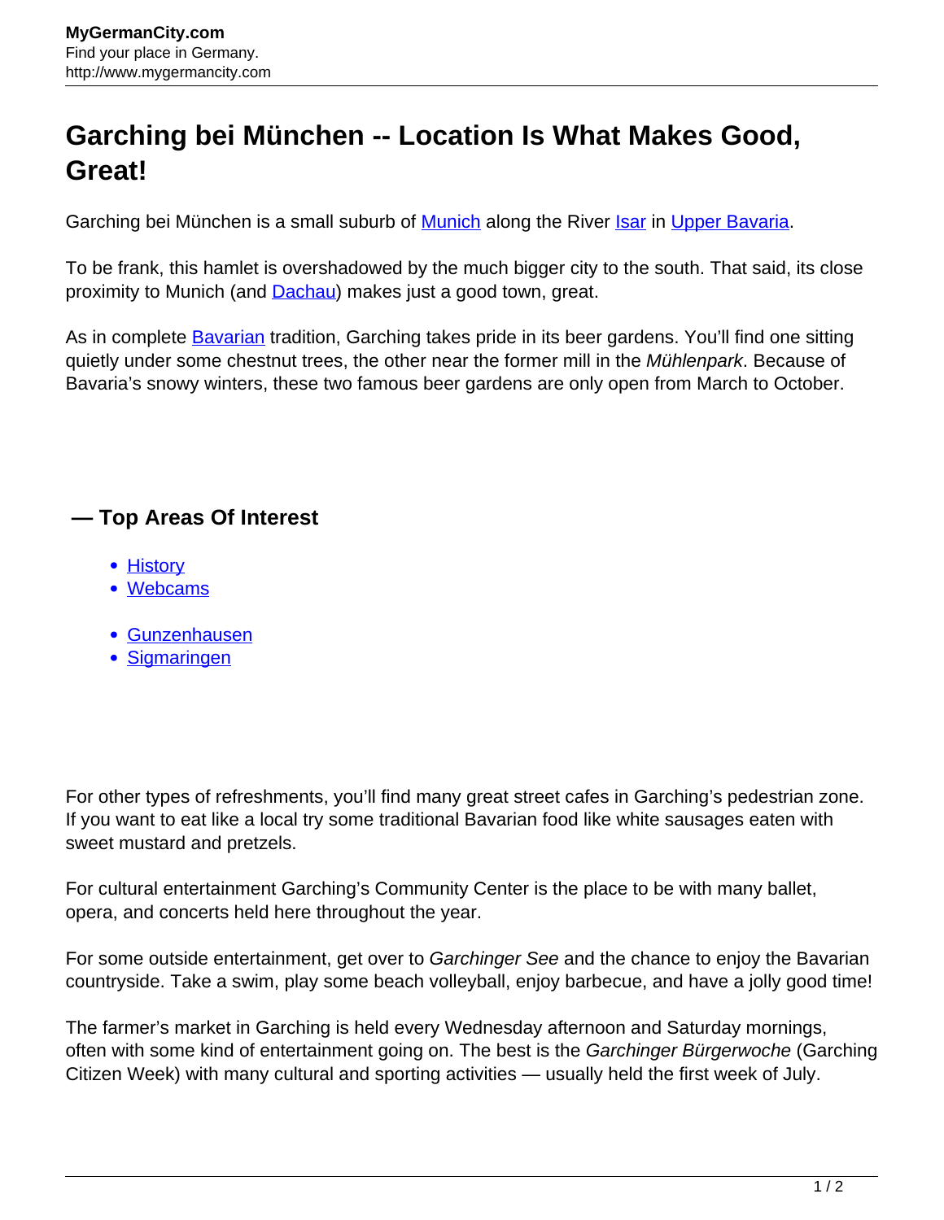# Garching bei München -- Location Is What Makes Good, Great!

Garching bei München is a small suburb of Munich along the River Isar in Upper Bavaria.

To be frank, this hamlet is overshadowed by the much bigger city to the south. That said, its close proximity to Munich (and Dachau) makes just a good town, great.

As in complete Bavarian tradition, Garching takes pride in its beer gardens. You'll find one sitting quietly under some chestnut trees, the other near the former mill in the *Mühlenpark*. Because of Bavaria's snowy winters, these two famous beer gardens are only open from March to October.

## — Top Areas Of Interest

- History
- Webcams

- Gunzenhausen
- Sigmaringen

For other types of refreshments, you'll find many great street cafes in Garching's pedestrian zone. If you want to eat like a local try some traditional Bavarian food like white sausages eaten with sweet mustard and pretzels.

For cultural entertainment Garching's Community Center is the place to be with many ballet, opera, and concerts held here throughout the year.

For some outside entertainment, get over to *Garchinger See* and the chance to enjoy the Bavarian countryside. Take a swim, play some beach volleyball, enjoy barbecue, and have a jolly good time!

The farmer's market in Garching is held every Wednesday afternoon and Saturday mornings, often with some kind of entertainment going on. The best is the *Garchinger Bürgerwoche* (Garching Citizen Week) with many cultural and sporting activities — usually held the first week of July.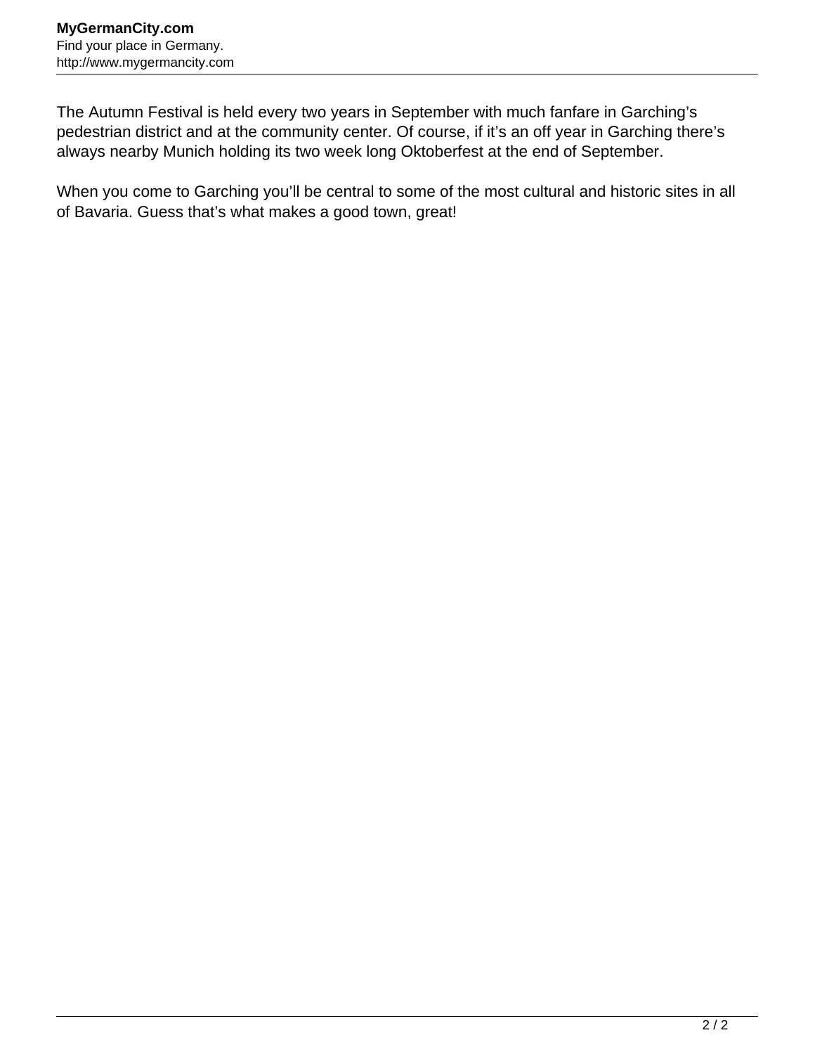The Autumn Festival is held every two years in September with much fanfare in Garching's pedestrian district and at the community center. Of course, if it's an off year in Garching there's always nearby Munich holding its two week long Oktoberfest at the end of September.

When you come to Garching you'll be central to some of the most cultural and historic sites in all of Bavaria. Guess that's what makes a good town, great!